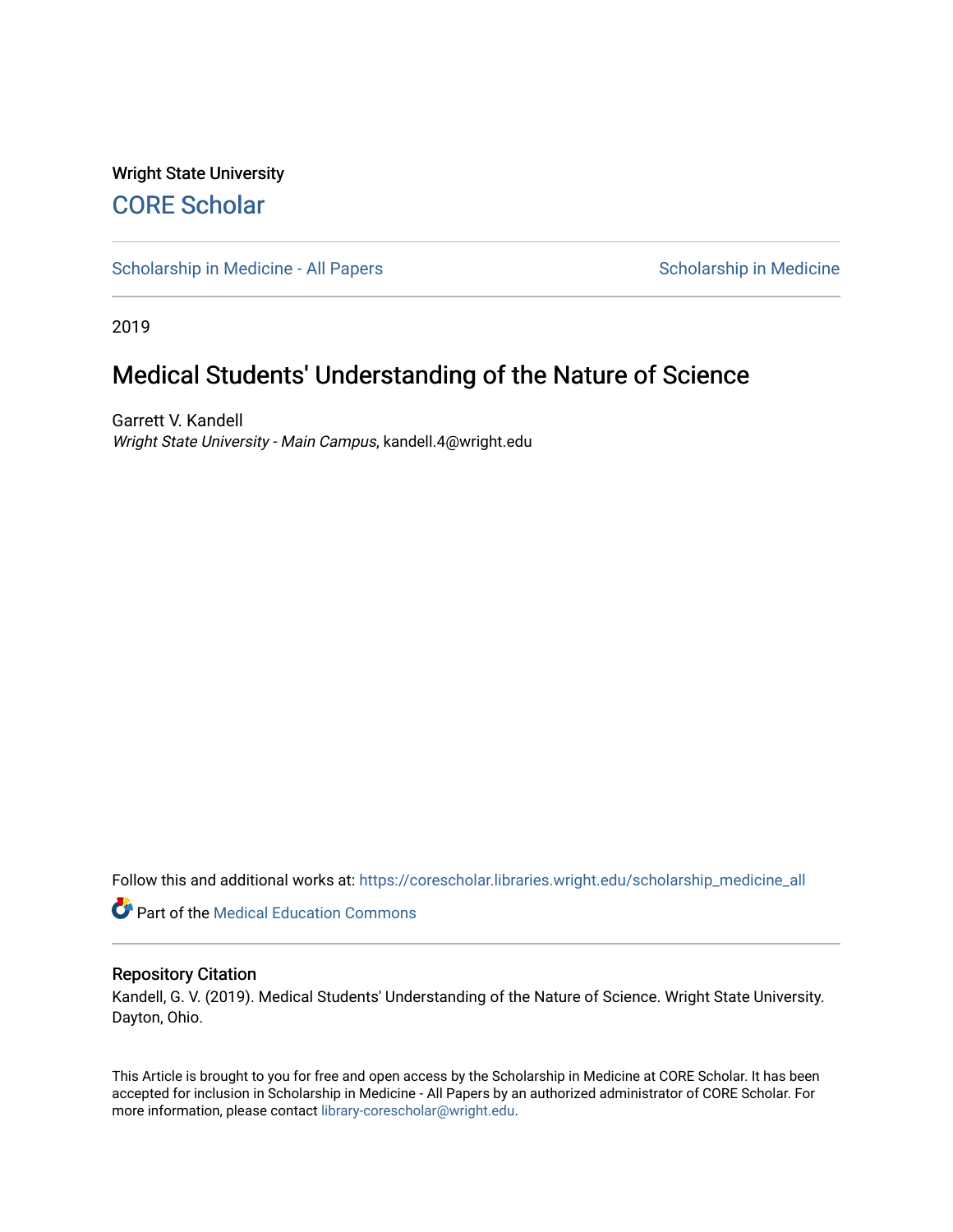Wright State University

CORE Scholar

Scholarship in Medicine - All Papers

Scholarship in Medicine

2019

# Medical Students' Understanding of the Nature of Science

Garrett V. Kandell
*Wright State University - Main Campus*, kandell.4@wright.edu

Follow this and additional works at: https://corescholar.libraries.wright.edu/scholarship_medicine_all

Part of the Medical Education Commons

## Repository Citation

Kandell, G. V. (2019). Medical Students' Understanding of the Nature of Science. Wright State University. Dayton, Ohio.

This Article is brought to you for free and open access by the Scholarship in Medicine at CORE Scholar. It has been accepted for inclusion in Scholarship in Medicine - All Papers by an authorized administrator of CORE Scholar. For more information, please contact library-corescholar@wright.edu.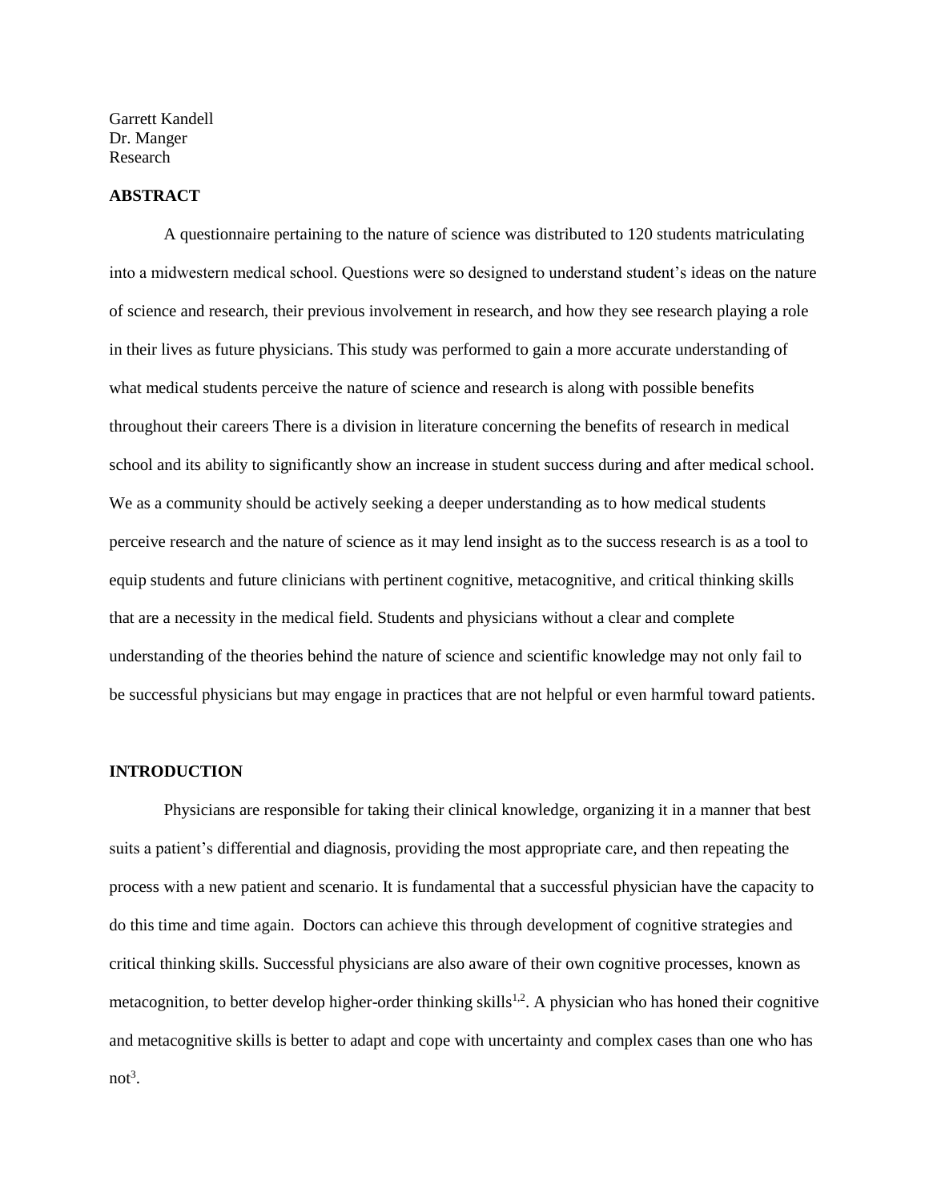Garrett Kandell
Dr. Manger
Research

## ABSTRACT

A questionnaire pertaining to the nature of science was distributed to 120 students matriculating into a midwestern medical school. Questions were so designed to understand student's ideas on the nature of science and research, their previous involvement in research, and how they see research playing a role in their lives as future physicians. This study was performed to gain a more accurate understanding of what medical students perceive the nature of science and research is along with possible benefits throughout their careers There is a division in literature concerning the benefits of research in medical school and its ability to significantly show an increase in student success during and after medical school. We as a community should be actively seeking a deeper understanding as to how medical students perceive research and the nature of science as it may lend insight as to the success research is as a tool to equip students and future clinicians with pertinent cognitive, metacognitive, and critical thinking skills that are a necessity in the medical field. Students and physicians without a clear and complete understanding of the theories behind the nature of science and scientific knowledge may not only fail to be successful physicians but may engage in practices that are not helpful or even harmful toward patients.

## INTRODUCTION

Physicians are responsible for taking their clinical knowledge, organizing it in a manner that best suits a patient's differential and diagnosis, providing the most appropriate care, and then repeating the process with a new patient and scenario. It is fundamental that a successful physician have the capacity to do this time and time again. Doctors can achieve this through development of cognitive strategies and critical thinking skills. Successful physicians are also aware of their own cognitive processes, known as metacognition, to better develop higher-order thinking skills[1,2]. A physician who has honed their cognitive and metacognitive skills is better to adapt and cope with uncertainty and complex cases than one who has not[3].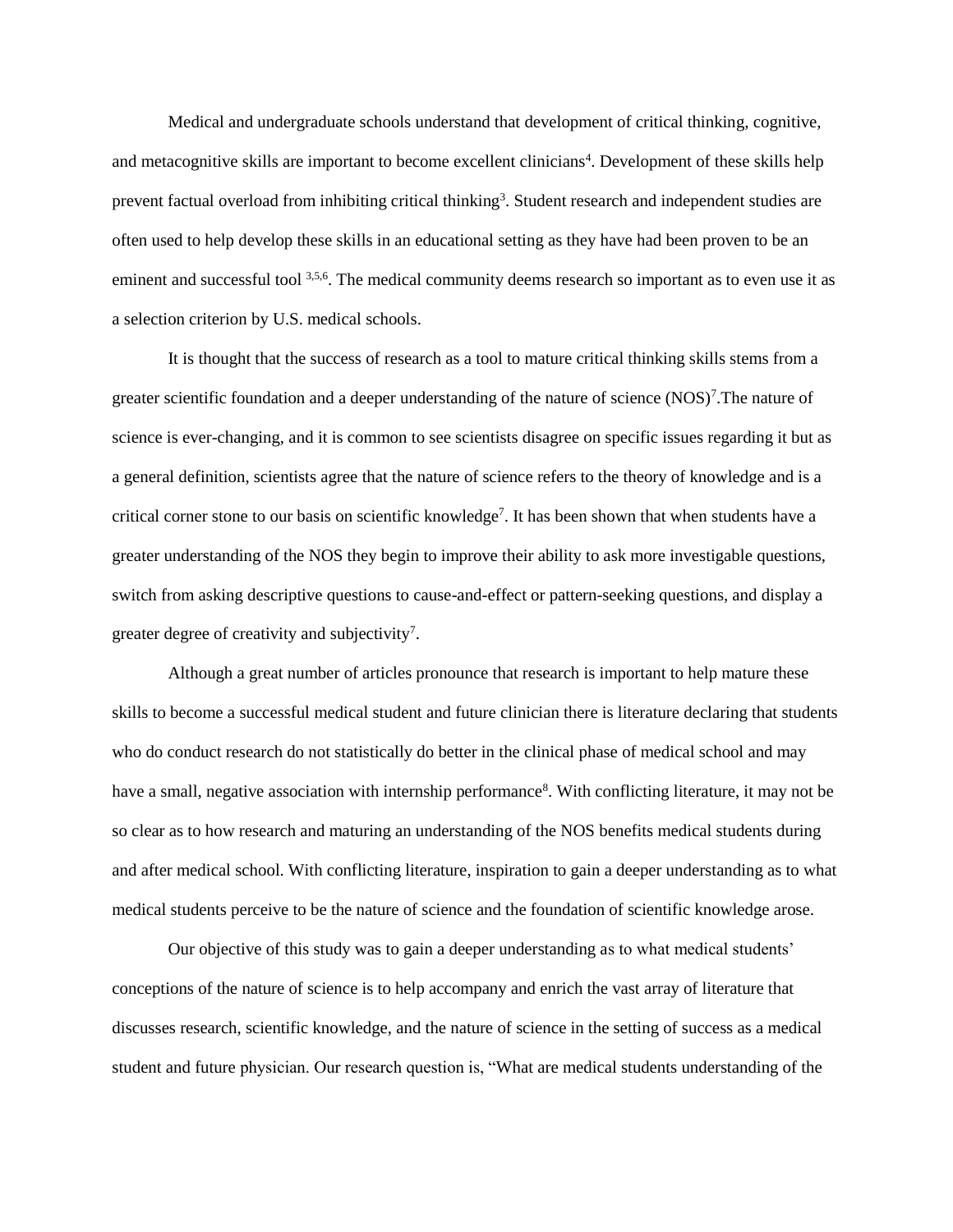Medical and undergraduate schools understand that development of critical thinking, cognitive, and metacognitive skills are important to become excellent clinicians[4]. Development of these skills help prevent factual overload from inhibiting critical thinking[3]. Student research and independent studies are often used to help develop these skills in an educational setting as they have had been proven to be an eminent and successful tool [3,5,6]. The medical community deems research so important as to even use it as a selection criterion by U.S. medical schools.

It is thought that the success of research as a tool to mature critical thinking skills stems from a greater scientific foundation and a deeper understanding of the nature of science (NOS)[7].The nature of science is ever-changing, and it is common to see scientists disagree on specific issues regarding it but as a general definition, scientists agree that the nature of science refers to the theory of knowledge and is a critical corner stone to our basis on scientific knowledge[7]. It has been shown that when students have a greater understanding of the NOS they begin to improve their ability to ask more investigable questions, switch from asking descriptive questions to cause-and-effect or pattern-seeking questions, and display a greater degree of creativity and subjectivity[7].

Although a great number of articles pronounce that research is important to help mature these skills to become a successful medical student and future clinician there is literature declaring that students who do conduct research do not statistically do better in the clinical phase of medical school and may have a small, negative association with internship performance[8]. With conflicting literature, it may not be so clear as to how research and maturing an understanding of the NOS benefits medical students during and after medical school. With conflicting literature, inspiration to gain a deeper understanding as to what medical students perceive to be the nature of science and the foundation of scientific knowledge arose.

Our objective of this study was to gain a deeper understanding as to what medical students' conceptions of the nature of science is to help accompany and enrich the vast array of literature that discusses research, scientific knowledge, and the nature of science in the setting of success as a medical student and future physician. Our research question is, "What are medical students understanding of the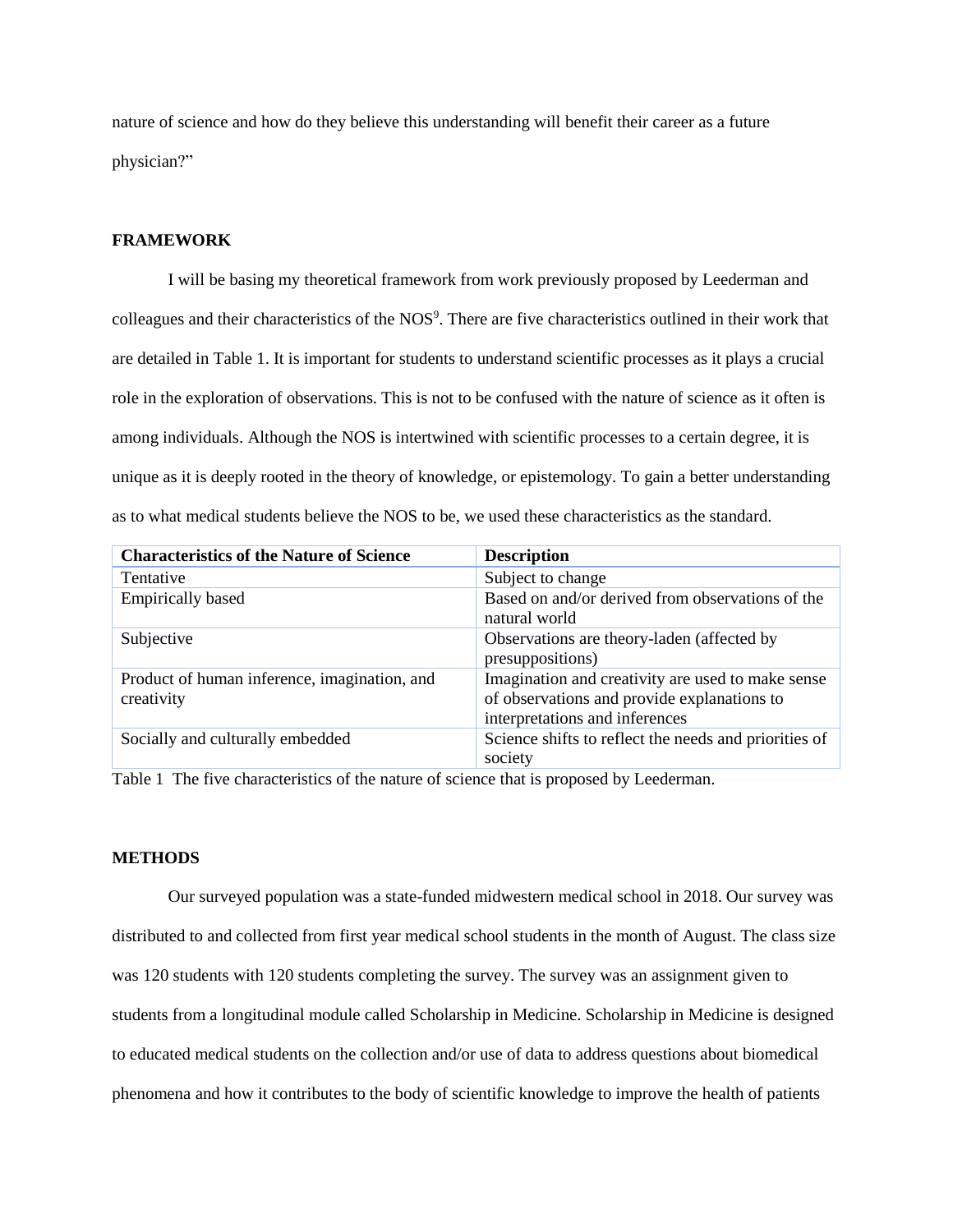nature of science and how do they believe this understanding will benefit their career as a future physician?"

## FRAMEWORK

I will be basing my theoretical framework from work previously proposed by Leederman and colleagues and their characteristics of the NOS[9]. There are five characteristics outlined in their work that are detailed in Table 1. It is important for students to understand scientific processes as it plays a crucial role in the exploration of observations. This is not to be confused with the nature of science as it often is among individuals. Although the NOS is intertwined with scientific processes to a certain degree, it is unique as it is deeply rooted in the theory of knowledge, or epistemology. To gain a better understanding as to what medical students believe the NOS to be, we used these characteristics as the standard.

| Characteristics of the Nature of Science | Description |
|---|---|
| Tentative | Subject to change |
| Empirically based | Based on and/or derived from observations of the natural world |
| Subjective | Observations are theory-laden (affected by presuppositions) |
| Product of human inference, imagination, and creativity | Imagination and creativity are used to make sense of observations and provide explanations to interpretations and inferences |
| Socially and culturally embedded | Science shifts to reflect the needs and priorities of society |

Table 1 The five characteristics of the nature of science that is proposed by Leederman.

## METHODS

Our surveyed population was a state-funded midwestern medical school in 2018. Our survey was distributed to and collected from first year medical school students in the month of August. The class size was 120 students with 120 students completing the survey. The survey was an assignment given to students from a longitudinal module called Scholarship in Medicine. Scholarship in Medicine is designed to educated medical students on the collection and/or use of data to address questions about biomedical phenomena and how it contributes to the body of scientific knowledge to improve the health of patients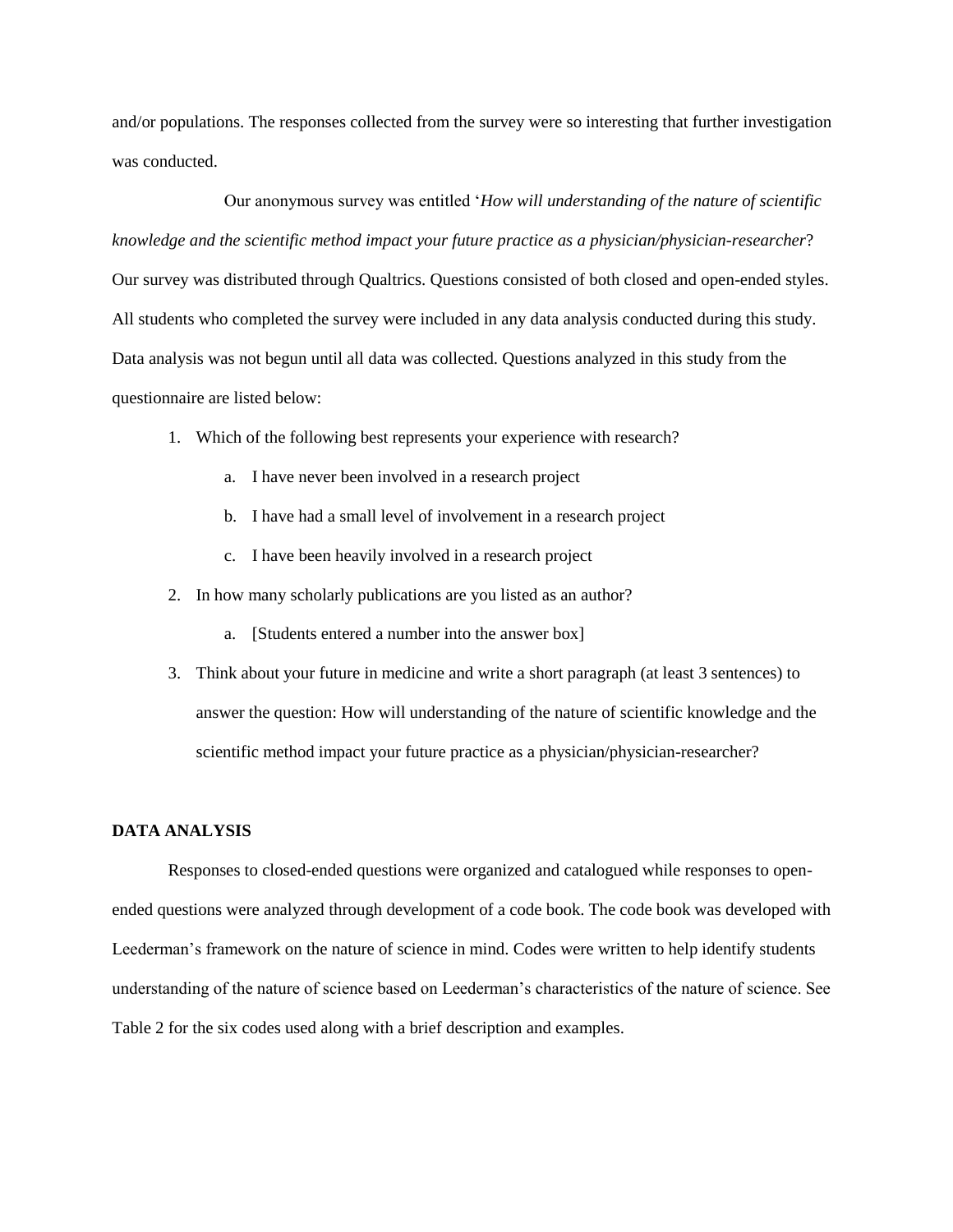and/or populations. The responses collected from the survey were so interesting that further investigation was conducted.

Our anonymous survey was entitled '*How will understanding of the nature of scientific knowledge and the scientific method impact your future practice as a physician/physician-researcher*? Our survey was distributed through Qualtrics. Questions consisted of both closed and open-ended styles. All students who completed the survey were included in any data analysis conducted during this study. Data analysis was not begun until all data was collected. Questions analyzed in this study from the questionnaire are listed below:

1. Which of the following best represents your experience with research?
   a. I have never been involved in a research project
   b. I have had a small level of involvement in a research project
   c. I have been heavily involved in a research project
2. In how many scholarly publications are you listed as an author?
   a. [Students entered a number into the answer box]
3. Think about your future in medicine and write a short paragraph (at least 3 sentences) to answer the question: How will understanding of the nature of scientific knowledge and the scientific method impact your future practice as a physician/physician-researcher?

## DATA ANALYSIS

Responses to closed-ended questions were organized and catalogued while responses to open-ended questions were analyzed through development of a code book. The code book was developed with Leederman's framework on the nature of science in mind. Codes were written to help identify students understanding of the nature of science based on Leederman's characteristics of the nature of science. See Table 2 for the six codes used along with a brief description and examples.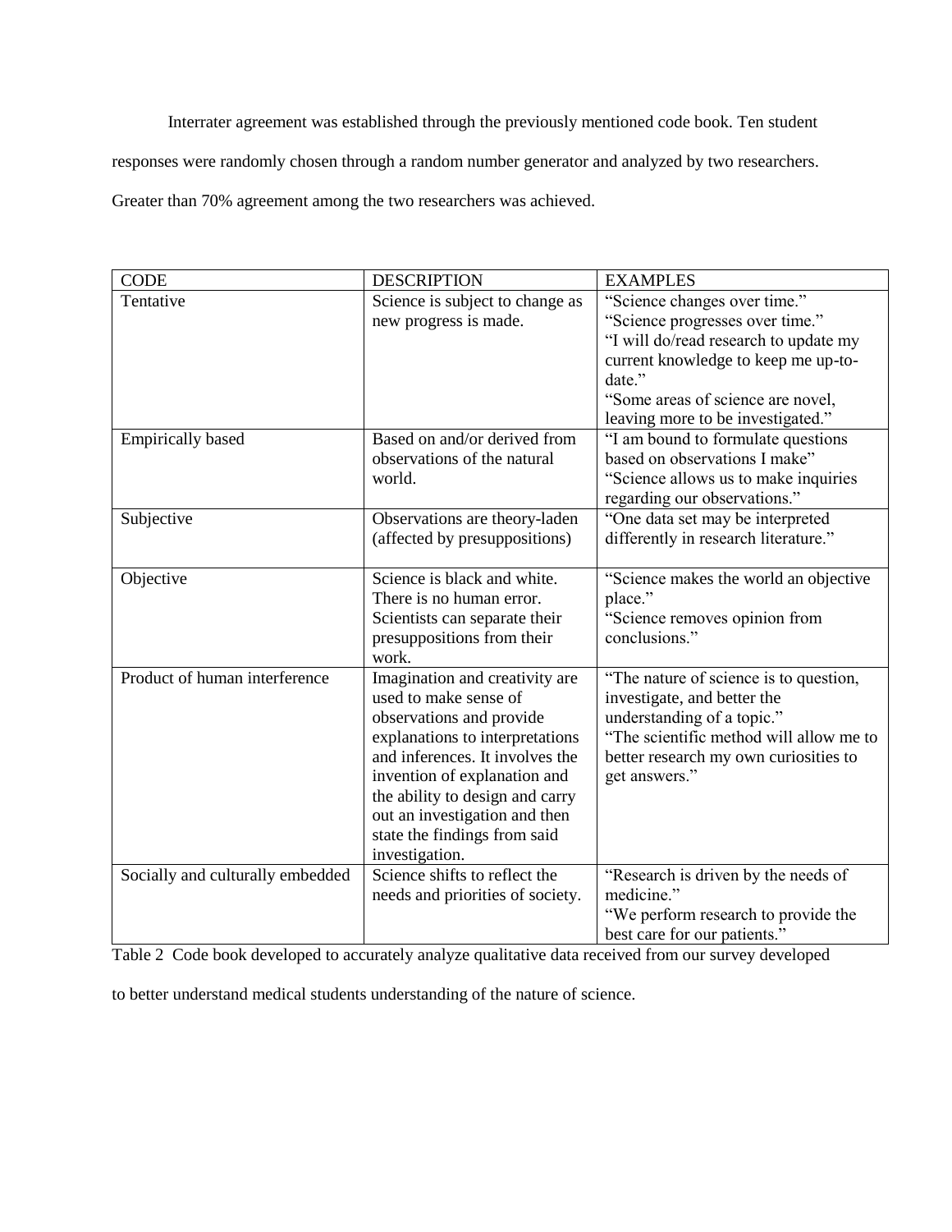Interrater agreement was established through the previously mentioned code book. Ten student responses were randomly chosen through a random number generator and analyzed by two researchers. Greater than 70% agreement among the two researchers was achieved.

| CODE | DESCRIPTION | EXAMPLES |
|---|---|---|
| Tentative | Science is subject to change as new progress is made. | "Science changes over time." "Science progresses over time." "I will do/read research to update my current knowledge to keep me up-to-date." "Some areas of science are novel, leaving more to be investigated." |
| Empirically based | Based on and/or derived from observations of the natural world. | "I am bound to formulate questions based on observations I make" "Science allows us to make inquiries regarding our observations." |
| Subjective | Observations are theory-laden (affected by presuppositions) | "One data set may be interpreted differently in research literature." |
| Objective | Science is black and white. There is no human error. Scientists can separate their presuppositions from their work. | "Science makes the world an objective place." "Science removes opinion from conclusions." |
| Product of human interference | Imagination and creativity are used to make sense of observations and provide explanations to interpretations and inferences. It involves the invention of explanation and the ability to design and carry out an investigation and then state the findings from said investigation. | "The nature of science is to question, investigate, and better the understanding of a topic." "The scientific method will allow me to better research my own curiosities to get answers." |
| Socially and culturally embedded | Science shifts to reflect the needs and priorities of society. | "Research is driven by the needs of medicine." "We perform research to provide the best care for our patients." |

Table 2 Code book developed to accurately analyze qualitative data received from our survey developed to better understand medical students understanding of the nature of science.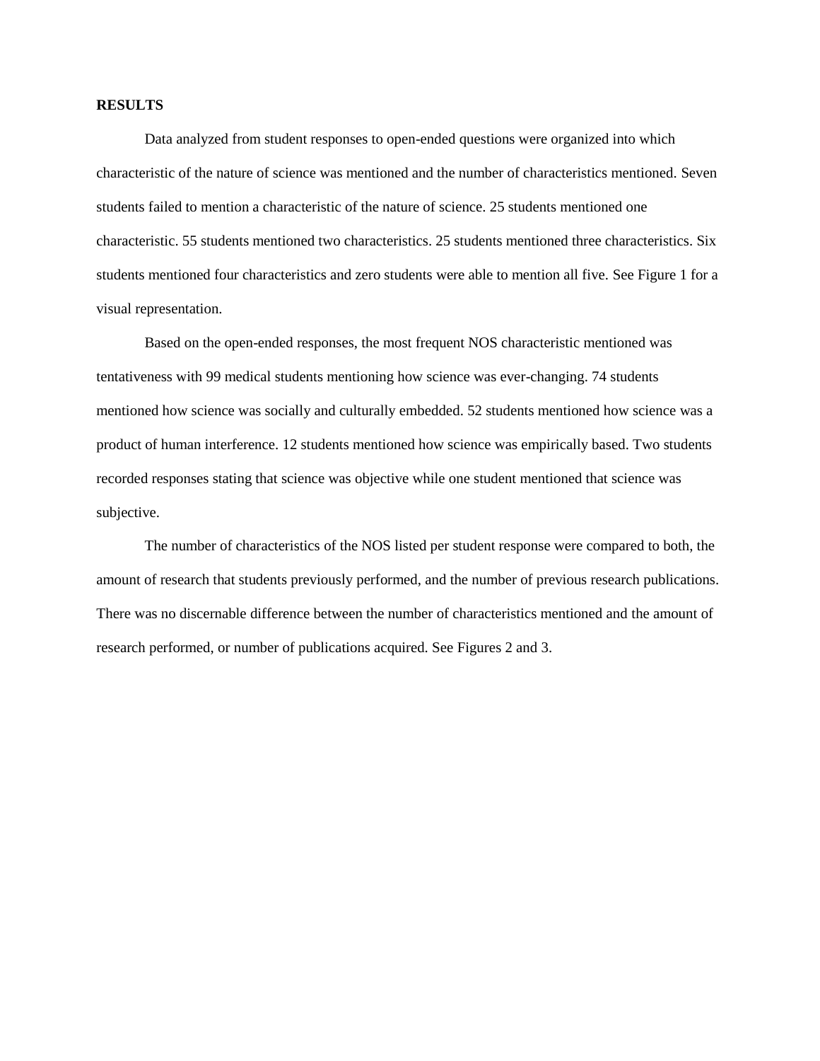**RESULTS**

Data analyzed from student responses to open-ended questions were organized into which characteristic of the nature of science was mentioned and the number of characteristics mentioned. Seven students failed to mention a characteristic of the nature of science. 25 students mentioned one characteristic. 55 students mentioned two characteristics. 25 students mentioned three characteristics. Six students mentioned four characteristics and zero students were able to mention all five. See Figure 1 for a visual representation.

Based on the open-ended responses, the most frequent NOS characteristic mentioned was tentativeness with 99 medical students mentioning how science was ever-changing. 74 students mentioned how science was socially and culturally embedded. 52 students mentioned how science was a product of human interference. 12 students mentioned how science was empirically based. Two students recorded responses stating that science was objective while one student mentioned that science was subjective.

The number of characteristics of the NOS listed per student response were compared to both, the amount of research that students previously performed, and the number of previous research publications. There was no discernable difference between the number of characteristics mentioned and the amount of research performed, or number of publications acquired. See Figures 2 and 3.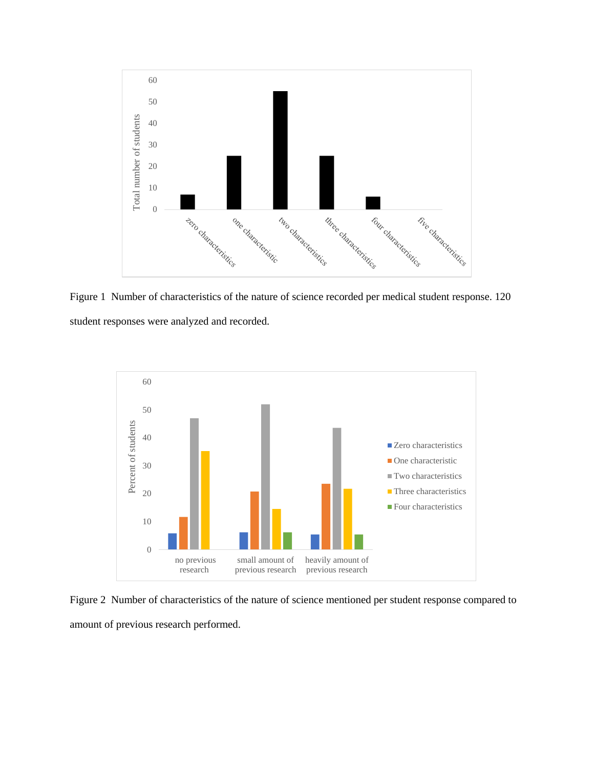Figure 1  Number of characteristics of the nature of science recorded per medical student response. 120 student responses were analyzed and recorded.

Figure 2  Number of characteristics of the nature of science mentioned per student response compared to amount of previous research performed.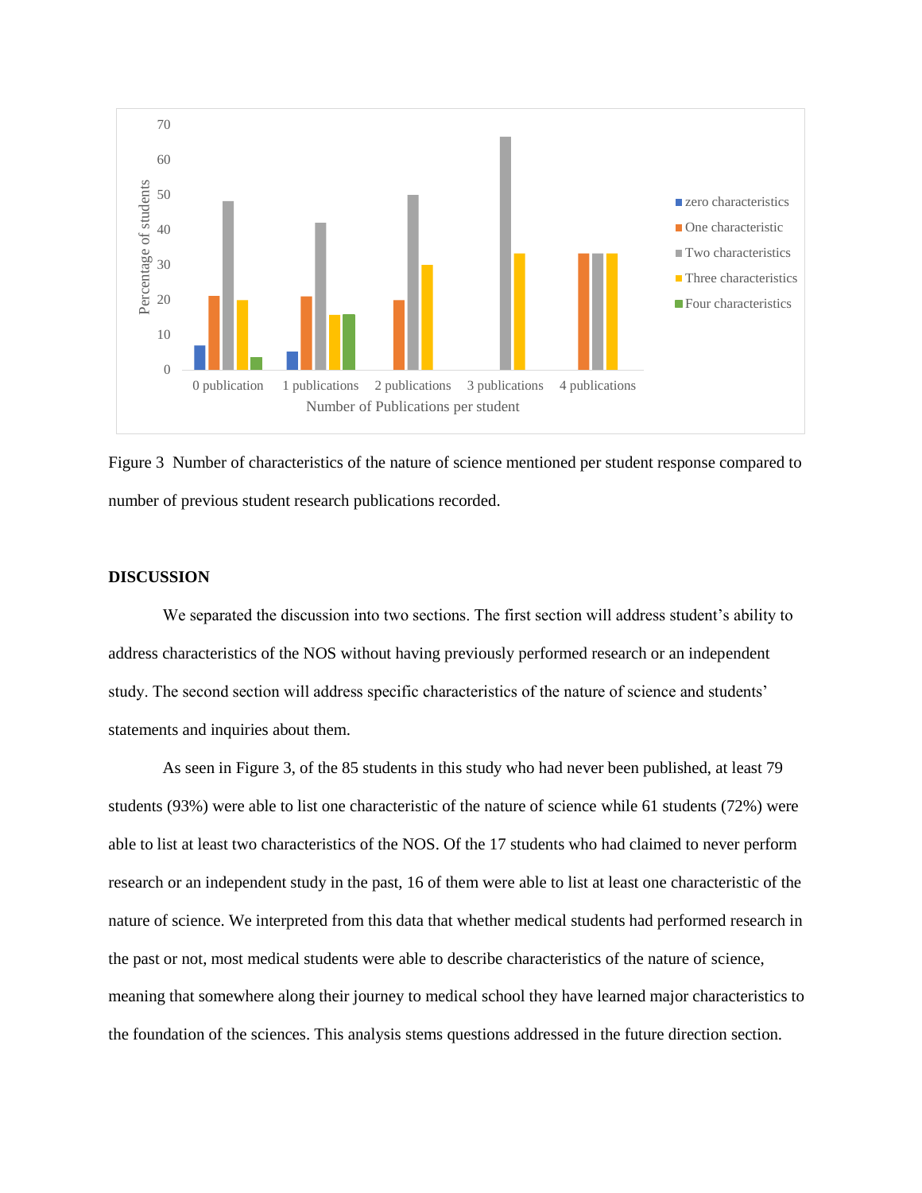Figure 3  Number of characteristics of the nature of science mentioned per student response compared to number of previous student research publications recorded.

**DISCUSSION**

We separated the discussion into two sections. The first section will address student's ability to address characteristics of the NOS without having previously performed research or an independent study. The second section will address specific characteristics of the nature of science and students' statements and inquiries about them.

As seen in Figure 3, of the 85 students in this study who had never been published, at least 79 students (93%) were able to list one characteristic of the nature of science while 61 students (72%) were able to list at least two characteristics of the NOS. Of the 17 students who had claimed to never perform research or an independent study in the past, 16 of them were able to list at least one characteristic of the nature of science. We interpreted from this data that whether medical students had performed research in the past or not, most medical students were able to describe characteristics of the nature of science, meaning that somewhere along their journey to medical school they have learned major characteristics to the foundation of the sciences. This analysis stems questions addressed in the future direction section.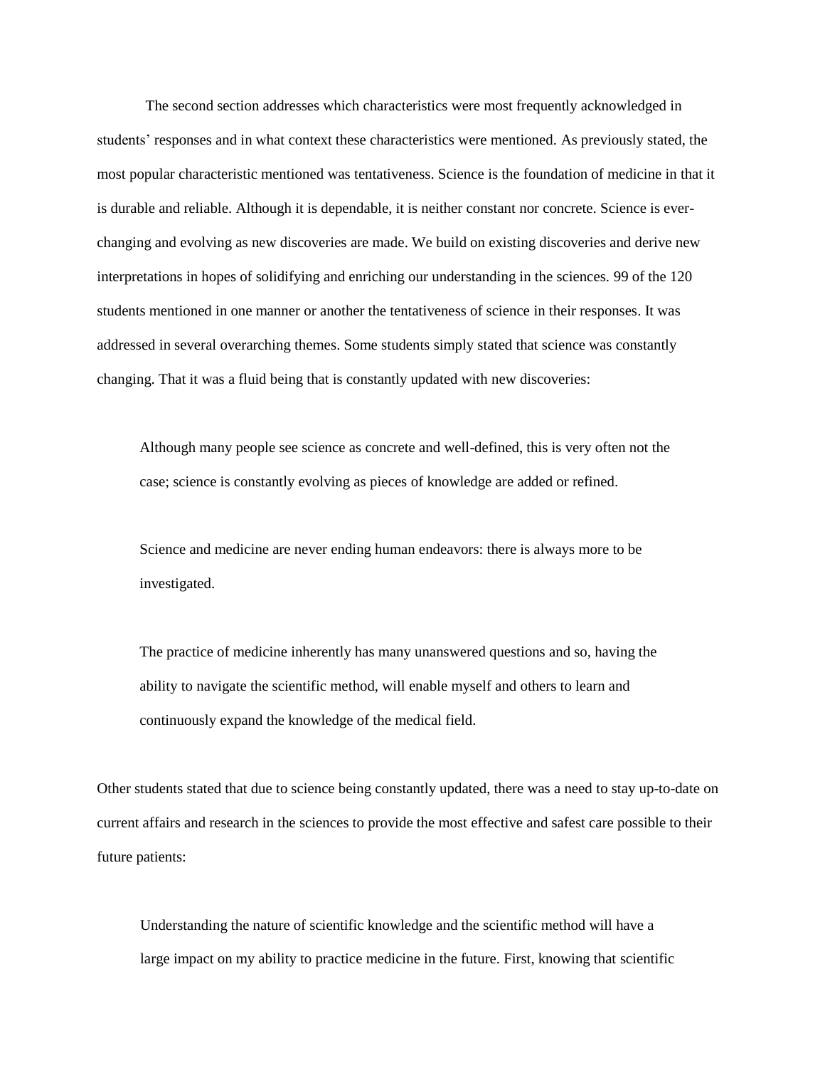The second section addresses which characteristics were most frequently acknowledged in students' responses and in what context these characteristics were mentioned. As previously stated, the most popular characteristic mentioned was tentativeness. Science is the foundation of medicine in that it is durable and reliable. Although it is dependable, it is neither constant nor concrete. Science is ever-changing and evolving as new discoveries are made. We build on existing discoveries and derive new interpretations in hopes of solidifying and enriching our understanding in the sciences. 99 of the 120 students mentioned in one manner or another the tentativeness of science in their responses. It was addressed in several overarching themes. Some students simply stated that science was constantly changing. That it was a fluid being that is constantly updated with new discoveries:

> Although many people see science as concrete and well-defined, this is very often not the case; science is constantly evolving as pieces of knowledge are added or refined.

> Science and medicine are never ending human endeavors: there is always more to be investigated.

> The practice of medicine inherently has many unanswered questions and so, having the ability to navigate the scientific method, will enable myself and others to learn and continuously expand the knowledge of the medical field.

Other students stated that due to science being constantly updated, there was a need to stay up-to-date on current affairs and research in the sciences to provide the most effective and safest care possible to their future patients:

> Understanding the nature of scientific knowledge and the scientific method will have a large impact on my ability to practice medicine in the future. First, knowing that scientific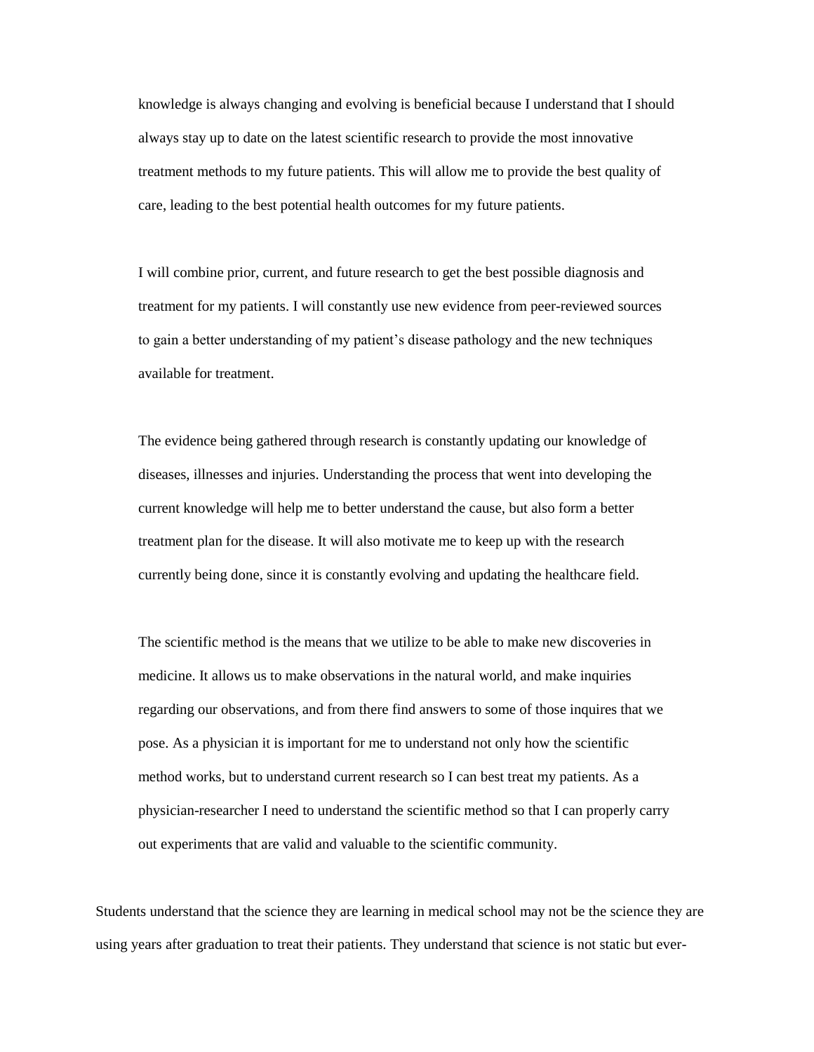knowledge is always changing and evolving is beneficial because I understand that I should always stay up to date on the latest scientific research to provide the most innovative treatment methods to my future patients. This will allow me to provide the best quality of care, leading to the best potential health outcomes for my future patients.

> I will combine prior, current, and future research to get the best possible diagnosis and treatment for my patients. I will constantly use new evidence from peer-reviewed sources to gain a better understanding of my patient's disease pathology and the new techniques available for treatment.

> The evidence being gathered through research is constantly updating our knowledge of diseases, illnesses and injuries. Understanding the process that went into developing the current knowledge will help me to better understand the cause, but also form a better treatment plan for the disease. It will also motivate me to keep up with the research currently being done, since it is constantly evolving and updating the healthcare field.

> The scientific method is the means that we utilize to be able to make new discoveries in medicine. It allows us to make observations in the natural world, and make inquiries regarding our observations, and from there find answers to some of those inquires that we pose. As a physician it is important for me to understand not only how the scientific method works, but to understand current research so I can best treat my patients. As a physician-researcher I need to understand the scientific method so that I can properly carry out experiments that are valid and valuable to the scientific community.

Students understand that the science they are learning in medical school may not be the science they are using years after graduation to treat their patients. They understand that science is not static but ever-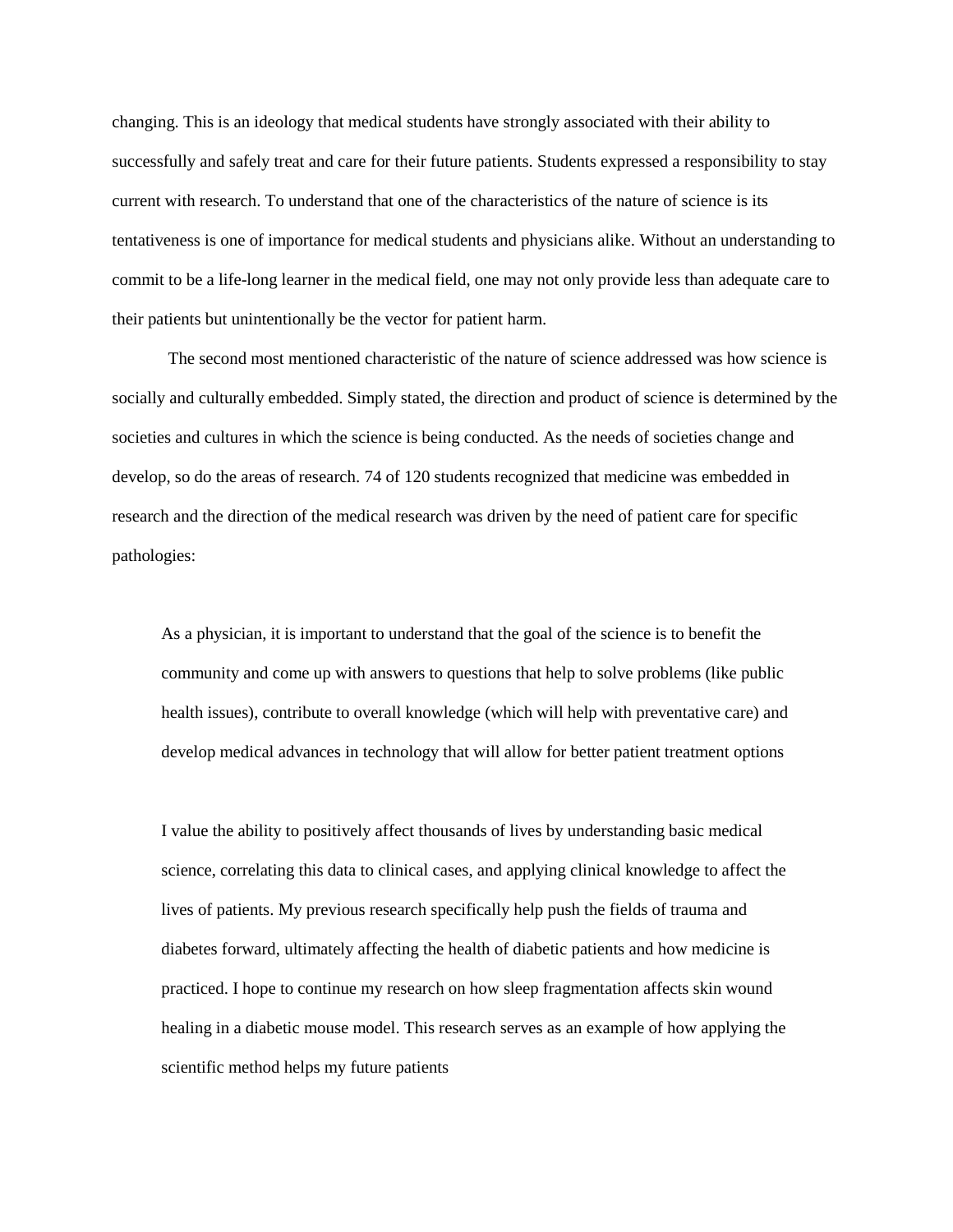changing. This is an ideology that medical students have strongly associated with their ability to successfully and safely treat and care for their future patients. Students expressed a responsibility to stay current with research. To understand that one of the characteristics of the nature of science is its tentativeness is one of importance for medical students and physicians alike. Without an understanding to commit to be a life-long learner in the medical field, one may not only provide less than adequate care to their patients but unintentionally be the vector for patient harm.

The second most mentioned characteristic of the nature of science addressed was how science is socially and culturally embedded. Simply stated, the direction and product of science is determined by the societies and cultures in which the science is being conducted. As the needs of societies change and develop, so do the areas of research. 74 of 120 students recognized that medicine was embedded in research and the direction of the medical research was driven by the need of patient care for specific pathologies:

> As a physician, it is important to understand that the goal of the science is to benefit the community and come up with answers to questions that help to solve problems (like public health issues), contribute to overall knowledge (which will help with preventative care) and develop medical advances in technology that will allow for better patient treatment options

> I value the ability to positively affect thousands of lives by understanding basic medical science, correlating this data to clinical cases, and applying clinical knowledge to affect the lives of patients. My previous research specifically help push the fields of trauma and diabetes forward, ultimately affecting the health of diabetic patients and how medicine is practiced. I hope to continue my research on how sleep fragmentation affects skin wound healing in a diabetic mouse model. This research serves as an example of how applying the scientific method helps my future patients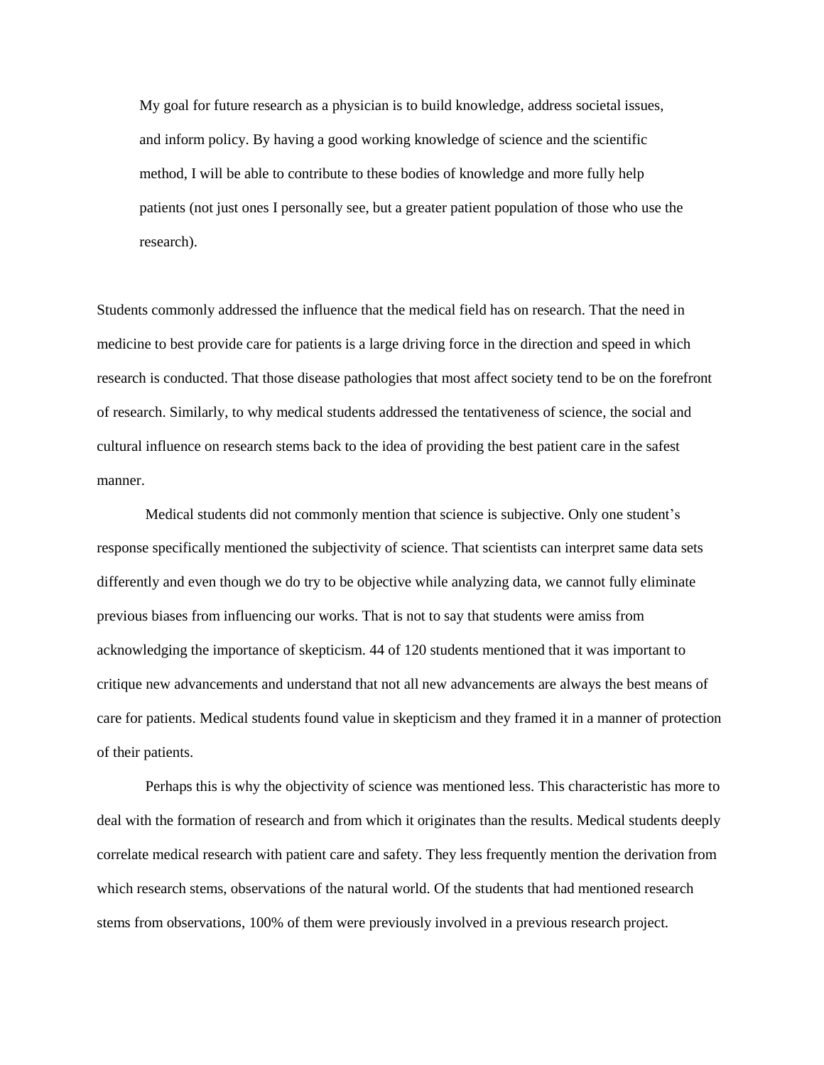> My goal for future research as a physician is to build knowledge, address societal issues, and inform policy. By having a good working knowledge of science and the scientific method, I will be able to contribute to these bodies of knowledge and more fully help patients (not just ones I personally see, but a greater patient population of those who use the research).

Students commonly addressed the influence that the medical field has on research. That the need in medicine to best provide care for patients is a large driving force in the direction and speed in which research is conducted. That those disease pathologies that most affect society tend to be on the forefront of research. Similarly, to why medical students addressed the tentativeness of science, the social and cultural influence on research stems back to the idea of providing the best patient care in the safest manner.

Medical students did not commonly mention that science is subjective. Only one student's response specifically mentioned the subjectivity of science. That scientists can interpret same data sets differently and even though we do try to be objective while analyzing data, we cannot fully eliminate previous biases from influencing our works. That is not to say that students were amiss from acknowledging the importance of skepticism. 44 of 120 students mentioned that it was important to critique new advancements and understand that not all new advancements are always the best means of care for patients. Medical students found value in skepticism and they framed it in a manner of protection of their patients.

Perhaps this is why the objectivity of science was mentioned less. This characteristic has more to deal with the formation of research and from which it originates than the results. Medical students deeply correlate medical research with patient care and safety. They less frequently mention the derivation from which research stems, observations of the natural world. Of the students that had mentioned research stems from observations, 100% of them were previously involved in a previous research project.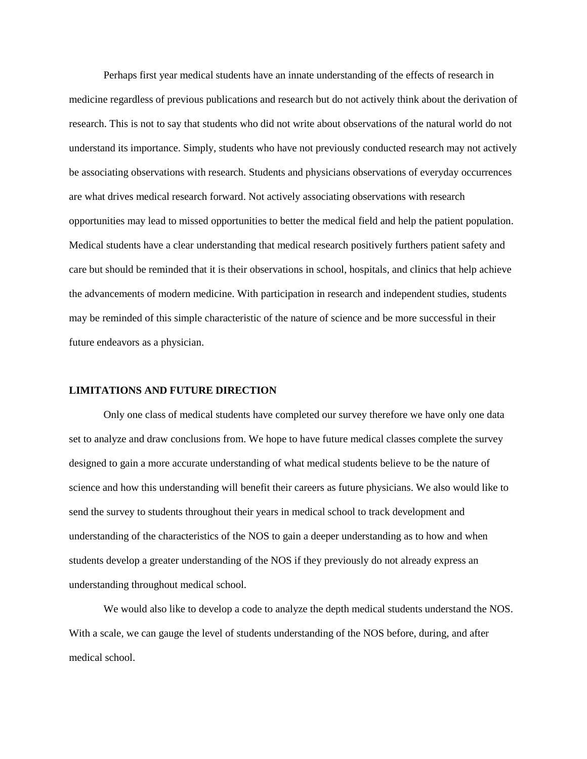Perhaps first year medical students have an innate understanding of the effects of research in medicine regardless of previous publications and research but do not actively think about the derivation of research. This is not to say that students who did not write about observations of the natural world do not understand its importance. Simply, students who have not previously conducted research may not actively be associating observations with research. Students and physicians observations of everyday occurrences are what drives medical research forward. Not actively associating observations with research opportunities may lead to missed opportunities to better the medical field and help the patient population. Medical students have a clear understanding that medical research positively furthers patient safety and care but should be reminded that it is their observations in school, hospitals, and clinics that help achieve the advancements of modern medicine. With participation in research and independent studies, students may be reminded of this simple characteristic of the nature of science and be more successful in their future endeavors as a physician.

## LIMITATIONS AND FUTURE DIRECTION

Only one class of medical students have completed our survey therefore we have only one data set to analyze and draw conclusions from. We hope to have future medical classes complete the survey designed to gain a more accurate understanding of what medical students believe to be the nature of science and how this understanding will benefit their careers as future physicians. We also would like to send the survey to students throughout their years in medical school to track development and understanding of the characteristics of the NOS to gain a deeper understanding as to how and when students develop a greater understanding of the NOS if they previously do not already express an understanding throughout medical school.

We would also like to develop a code to analyze the depth medical students understand the NOS. With a scale, we can gauge the level of students understanding of the NOS before, during, and after medical school.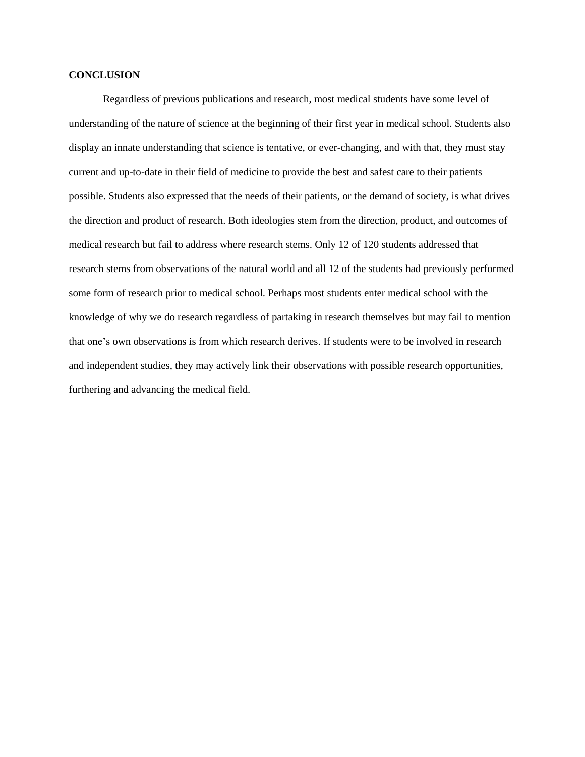**CONCLUSION**

Regardless of previous publications and research, most medical students have some level of understanding of the nature of science at the beginning of their first year in medical school. Students also display an innate understanding that science is tentative, or ever-changing, and with that, they must stay current and up-to-date in their field of medicine to provide the best and safest care to their patients possible. Students also expressed that the needs of their patients, or the demand of society, is what drives the direction and product of research. Both ideologies stem from the direction, product, and outcomes of medical research but fail to address where research stems. Only 12 of 120 students addressed that research stems from observations of the natural world and all 12 of the students had previously performed some form of research prior to medical school. Perhaps most students enter medical school with the knowledge of why we do research regardless of partaking in research themselves but may fail to mention that one's own observations is from which research derives. If students were to be involved in research and independent studies, they may actively link their observations with possible research opportunities, furthering and advancing the medical field.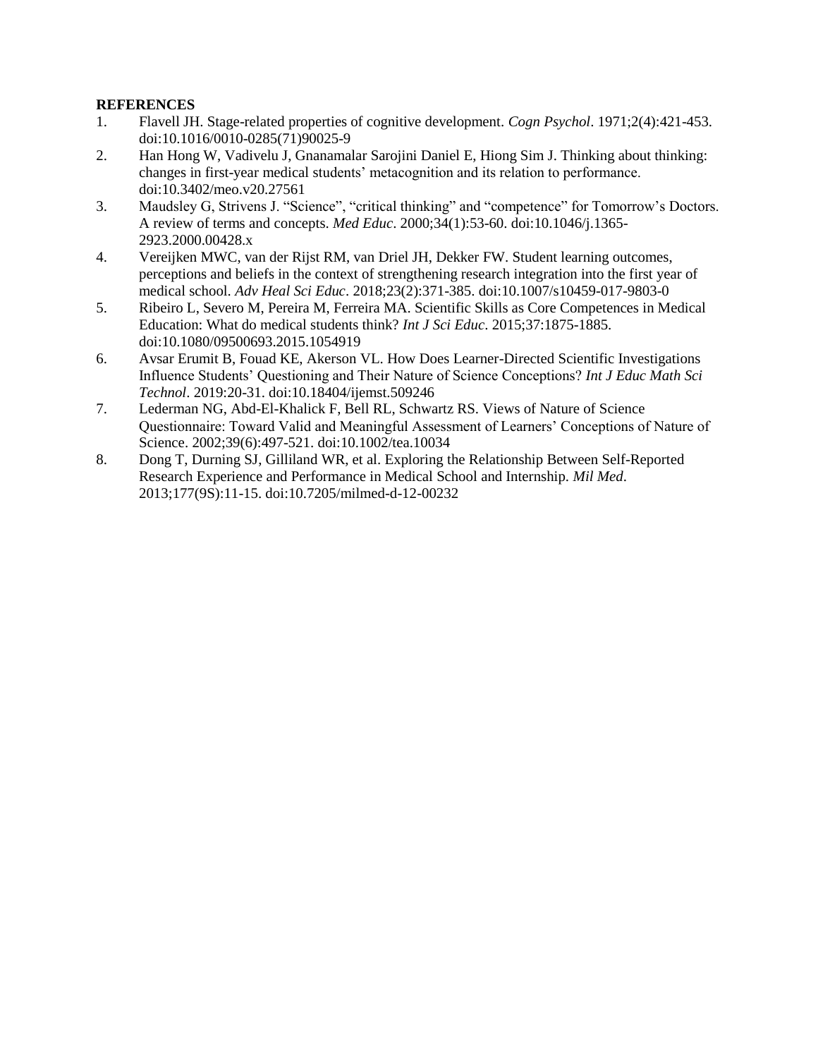**REFERENCES**

1. Flavell JH. Stage-related properties of cognitive development. *Cogn Psychol*. 1971;2(4):421-453. doi:10.1016/0010-0285(71)90025-9
2. Han Hong W, Vadivelu J, Gnanamalar Sarojini Daniel E, Hiong Sim J. Thinking about thinking: changes in first-year medical students' metacognition and its relation to performance. doi:10.3402/meo.v20.27561
3. Maudsley G, Strivens J. "Science", "critical thinking" and "competence" for Tomorrow's Doctors. A review of terms and concepts. *Med Educ*. 2000;34(1):53-60. doi:10.1046/j.1365-2923.2000.00428.x
4. Vereijken MWC, van der Rijst RM, van Driel JH, Dekker FW. Student learning outcomes, perceptions and beliefs in the context of strengthening research integration into the first year of medical school. *Adv Heal Sci Educ*. 2018;23(2):371-385. doi:10.1007/s10459-017-9803-0
5. Ribeiro L, Severo M, Pereira M, Ferreira MA. Scientific Skills as Core Competences in Medical Education: What do medical students think? *Int J Sci Educ*. 2015;37:1875-1885. doi:10.1080/09500693.2015.1054919
6. Avsar Erumit B, Fouad KE, Akerson VL. How Does Learner-Directed Scientific Investigations Influence Students' Questioning and Their Nature of Science Conceptions? *Int J Educ Math Sci Technol*. 2019:20-31. doi:10.18404/ijemst.509246
7. Lederman NG, Abd-El-Khalick F, Bell RL, Schwartz RS. Views of Nature of Science Questionnaire: Toward Valid and Meaningful Assessment of Learners' Conceptions of Nature of Science. 2002;39(6):497-521. doi:10.1002/tea.10034
8. Dong T, Durning SJ, Gilliland WR, et al. Exploring the Relationship Between Self-Reported Research Experience and Performance in Medical School and Internship. *Mil Med*. 2013;177(9S):11-15. doi:10.7205/milmed-d-12-00232